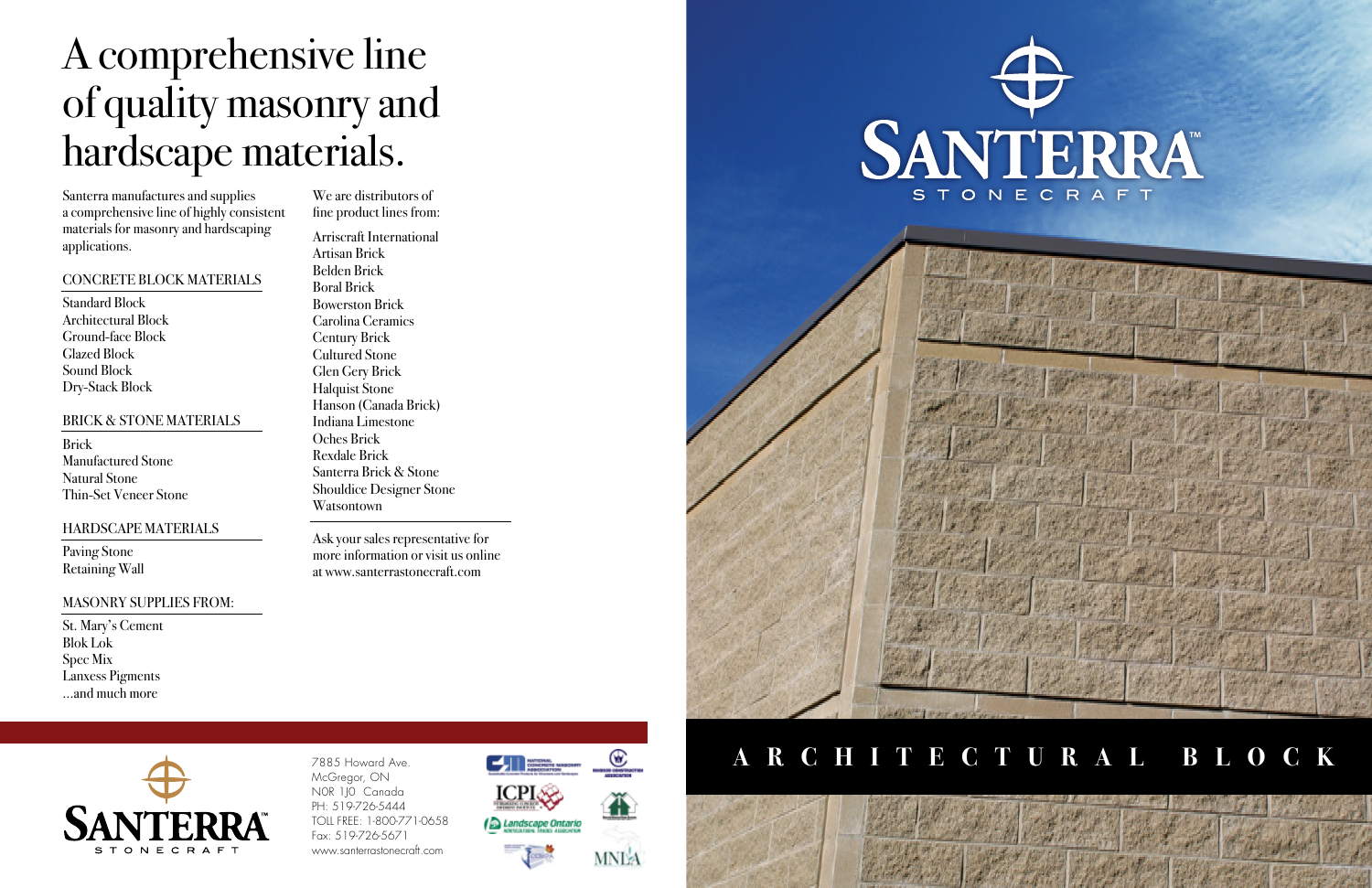# A comprehensive line of quality masonry and hardscape materials.

Santerra manufactures and supplies a comprehensive line of highly consistent materials for masonry and hardscaping applications.

## CONCRETE BLOCK MATERIALS

- Standard Block
- Architectural Block
- Ground-face Block
- Glazed Block
- Sound Block
- Dry-Stack Block

## BRICK & STONE MATERIALS

- Brick
- Manufactured Stone
- Natural Stone
- Thin-Set Veneer Stone

## HARDSCAPE MATERIALS

- Paving Stone
- Retaining Wall

## MASONRY SUPPLIES FROM:

- St. Mary's Cement
- Blok Lok
- Spec Mix
- Lanxess Pigments
- ...and much more

We are distributors of fine product lines from:

- Arriscraft International
- Artisan Brick
- Belden Brick
- Boral Brick
- Bowerston Brick
- Carolina Ceramics
- Century Brick
- Cultured Stone
- Glen Gery Brick
- Halquist Stone
- Hanson (Canada Brick)
- Indiana Limestone
- Oches Brick
- Rexdale Brick
- Santerra Brick & Stone
- Shouldice Designer Stone
- Watsontown

Ask your sales representative for more information or visit us online at www.santerrastonecraft.com

SANTERRA™ STONECRAFT

7885 Howard Ave.
McGregor, ON
N0R 1J0 Canada
PH: 519-726-5444
TOLL FREE: 1-800-771-0658
Fax: 519-726-5671
www.santerrastonecraft.com

SANTERRA™ STONECRAFT

# ARCHITECTURAL BLOCK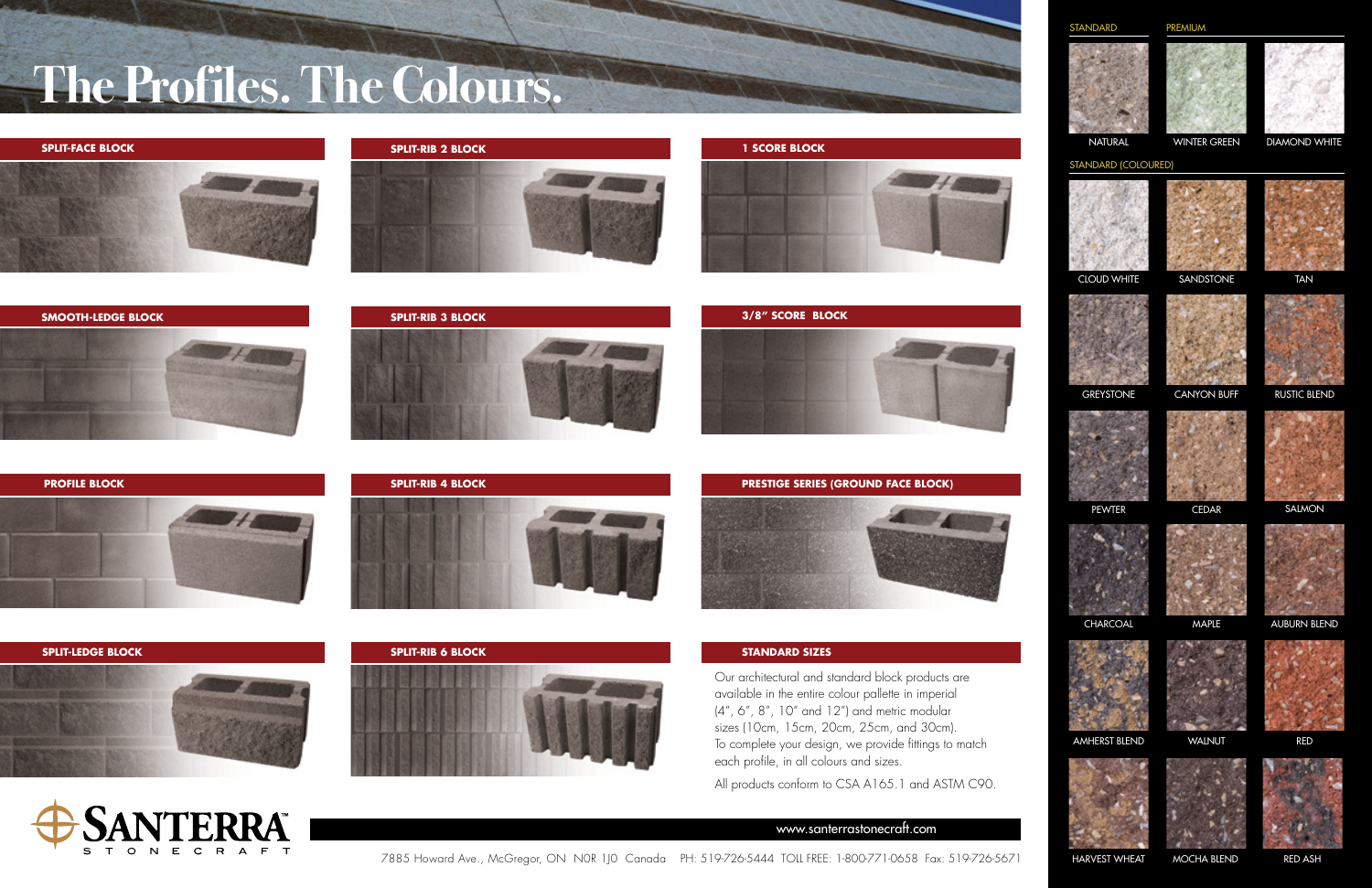# The Profiles. The Colours.

**SPLIT-FACE BLOCK**

**SPLIT-RIB 2 BLOCK**

**1 SCORE BLOCK**

**SMOOTH-LEDGE BLOCK**

**SPLIT-RIB 3 BLOCK**

**3/8" SCORE BLOCK**

**PROFILE BLOCK**

**SPLIT-RIB 4 BLOCK**

**PRESTIGE SERIES (GROUND FACE BLOCK)**

**SPLIT-LEDGE BLOCK**

**SPLIT-RIB 6 BLOCK**

**STANDARD SIZES**

Our architectural and standard block products are available in the entire colour pallette in imperial (4", 6", 8", 10" and 12") and metric modular sizes (10cm, 15cm, 20cm, 25cm, and 30cm). To complete your design, we provide fittings to match each profile, in all colours and sizes.

All products conform to CSA A165.1 and ASTM C90.

STANDARD

NATURAL

PREMIUM

WINTER GREEN

DIAMOND WHITE

STANDARD (COLOURED)

CLOUD WHITE

SANDSTONE

TAN

GREYSTONE

CANYON BUFF

RUSTIC BLEND

PEWTER

CEDAR

SALMON

CHARCOAL

MAPLE

AUBURN BLEND

AMHERST BLEND

WALNUT

RED

HARVEST WHEAT

MOCHA BLEND

RED ASH

SANTERRA™ STONECRAFT

www.santerrastonecraft.com

7885 Howard Ave., McGregor, ON N0R 1J0 Canada PH: 519-726-5444 TOLL FREE: 1-800-771-0658 Fax: 519-726-5671